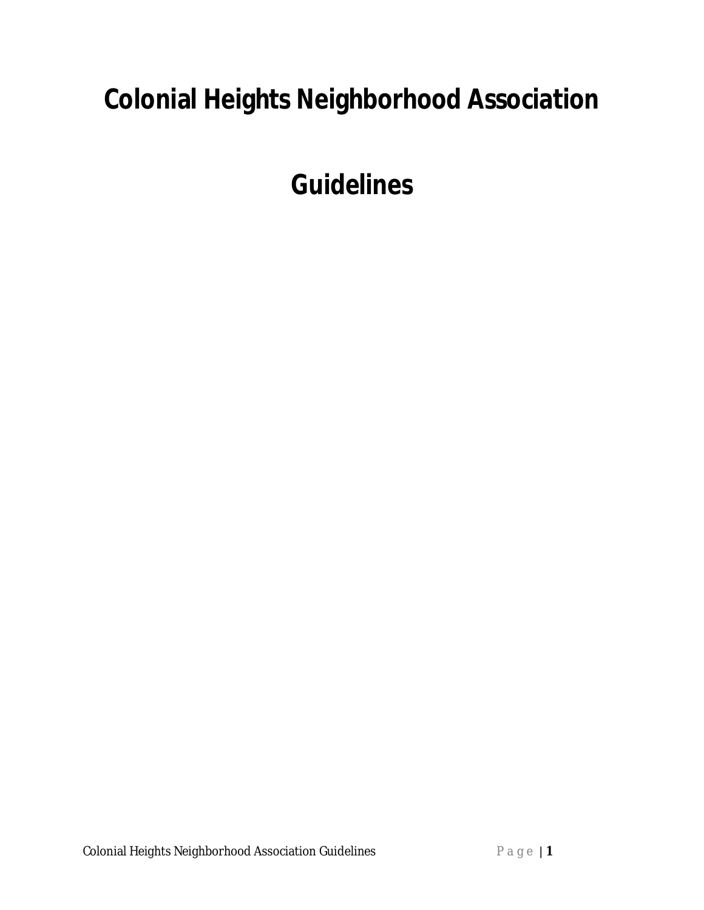# Colonial Heights Neighborhood Association

# Guidelines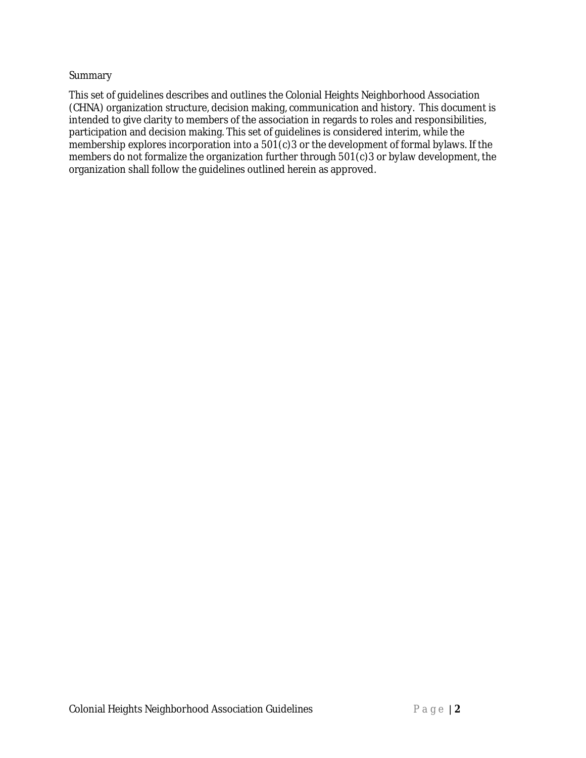## Summary

This set of guidelines describes and outlines the Colonial Heights Neighborhood Association (CHNA) organization structure, decision making, communication and history. This document is intended to give clarity to members of the association in regards to roles and responsibilities, participation and decision making. This set of guidelines is considered interim, while the membership explores incorporation into a 501(c)3 or the development of formal bylaws. If the members do not formalize the organization further through 501(c)3 or bylaw development, the organization shall follow the guidelines outlined herein as approved.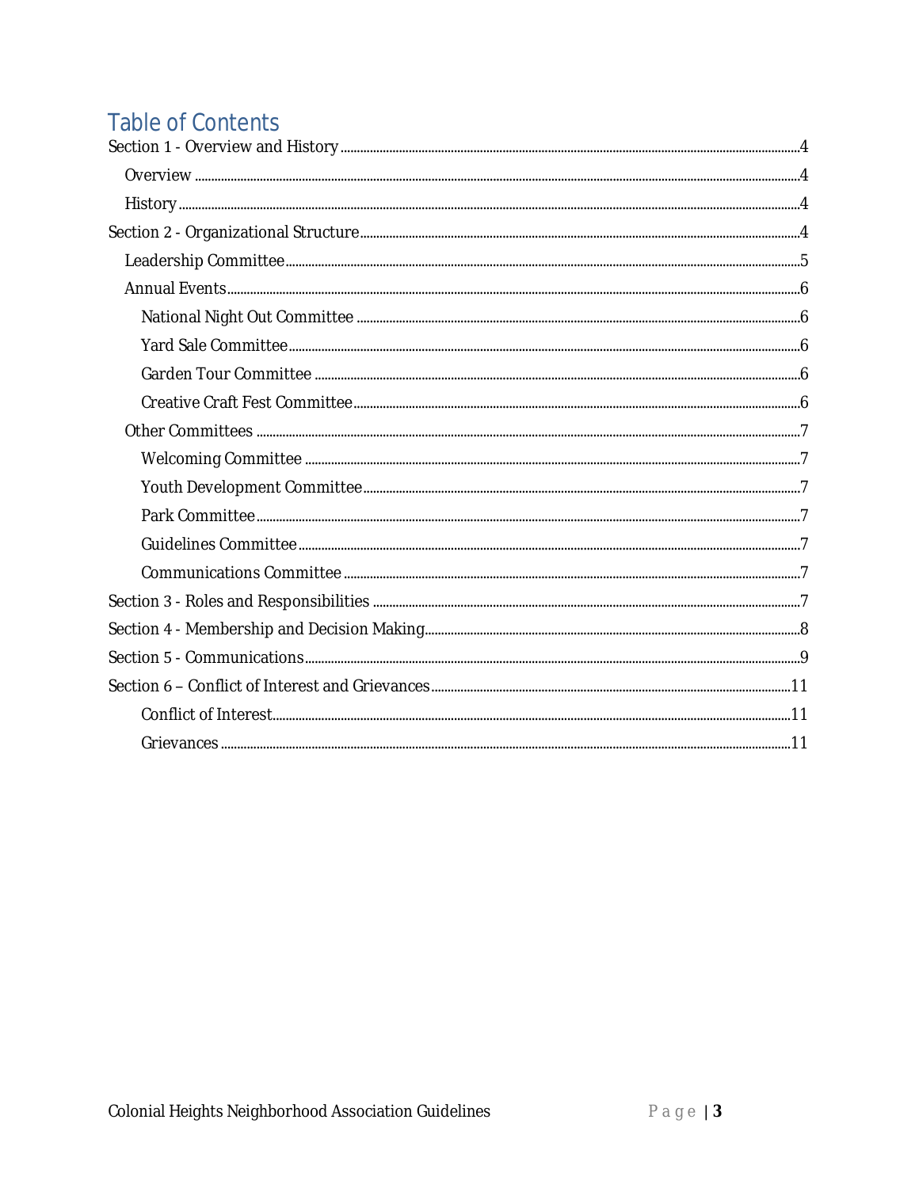# Table of Contents

- Section 1 - Overview and History ... 4
  - Overview ... 4
  - History ... 4
- Section 2 - Organizational Structure ... 4
  - Leadership Committee ... 5
  - Annual Events ... 6
    - National Night Out Committee ... 6
    - Yard Sale Committee ... 6
    - Garden Tour Committee ... 6
    - Creative Craft Fest Committee ... 6
  - Other Committees ... 7
    - Welcoming Committee ... 7
    - Youth Development Committee ... 7
    - Park Committee ... 7
    - Guidelines Committee ... 7
    - Communications Committee ... 7
- Section 3 - Roles and Responsibilities ... 7
- Section 4 - Membership and Decision Making ... 8
- Section 5 - Communications ... 9
- Section 6 – Conflict of Interest and Grievances ... 11
    - Conflict of Interest ... 11
    - Grievances ... 11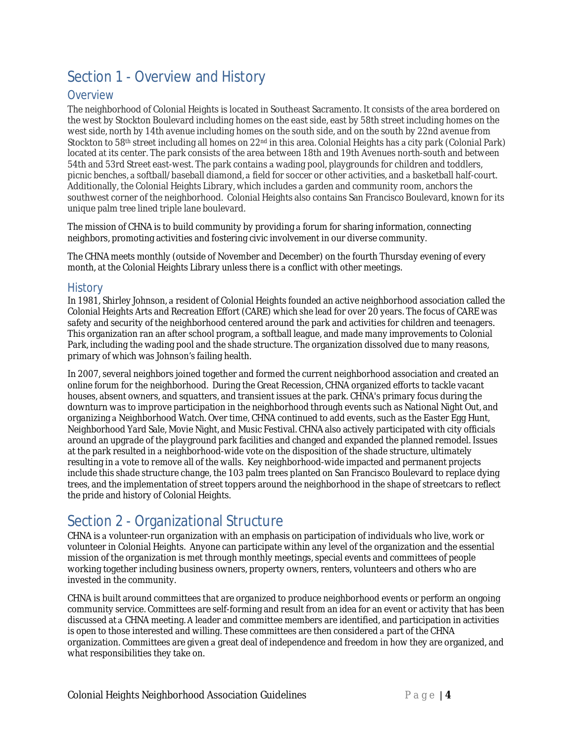# Section 1 - Overview and History

## Overview

The neighborhood of Colonial Heights is located in Southeast Sacramento. It consists of the area bordered on the west by Stockton Boulevard including homes on the east side, east by 58th street including homes on the west side, north by 14th avenue including homes on the south side, and on the south by 22nd avenue from Stockton to 58th street including all homes on 22nd in this area. Colonial Heights has a city park (Colonial Park) located at its center. The park consists of the area between 18th and 19th Avenues north-south and between 54th and 53rd Street east-west. The park contains a wading pool, playgrounds for children and toddlers, picnic benches, a softball/baseball diamond, a field for soccer or other activities, and a basketball half-court. Additionally, the Colonial Heights Library, which includes a garden and community room, anchors the southwest corner of the neighborhood. Colonial Heights also contains San Francisco Boulevard, known for its unique palm tree lined triple lane boulevard.

The mission of CHNA is to build community by providing a forum for sharing information, connecting neighbors, promoting activities and fostering civic involvement in our diverse community.

The CHNA meets monthly (outside of November and December) on the fourth Thursday evening of every month, at the Colonial Heights Library unless there is a conflict with other meetings.

## History

In 1981, Shirley Johnson, a resident of Colonial Heights founded an active neighborhood association called the Colonial Heights Arts and Recreation Effort (CARE) which she lead for over 20 years. The focus of CARE was safety and security of the neighborhood centered around the park and activities for children and teenagers. This organization ran an after school program, a softball league, and made many improvements to Colonial Park, including the wading pool and the shade structure. The organization dissolved due to many reasons, primary of which was Johnson's failing health.

In 2007, several neighbors joined together and formed the current neighborhood association and created an online forum for the neighborhood. During the Great Recession, CHNA organized efforts to tackle vacant houses, absent owners, and squatters, and transient issues at the park. CHNA's primary focus during the downturn was to improve participation in the neighborhood through events such as National Night Out, and organizing a Neighborhood Watch. Over time, CHNA continued to add events, such as the Easter Egg Hunt, Neighborhood Yard Sale, Movie Night, and Music Festival. CHNA also actively participated with city officials around an upgrade of the playground park facilities and changed and expanded the planned remodel. Issues at the park resulted in a neighborhood-wide vote on the disposition of the shade structure, ultimately resulting in a vote to remove all of the walls. Key neighborhood-wide impacted and permanent projects include this shade structure change, the 103 palm trees planted on San Francisco Boulevard to replace dying trees, and the implementation of street toppers around the neighborhood in the shape of streetcars to reflect the pride and history of Colonial Heights.

# Section 2 - Organizational Structure

CHNA is a volunteer-run organization with an emphasis on participation of individuals who live, work or volunteer in Colonial Heights. Anyone can participate within any level of the organization and the essential mission of the organization is met through monthly meetings, special events and committees of people working together including business owners, property owners, renters, volunteers and others who are invested in the community.

CHNA is built around committees that are organized to produce neighborhood events or perform an ongoing community service. Committees are self-forming and result from an idea for an event or activity that has been discussed at a CHNA meeting. A leader and committee members are identified, and participation in activities is open to those interested and willing. These committees are then considered a part of the CHNA organization. Committees are given a great deal of independence and freedom in how they are organized, and what responsibilities they take on.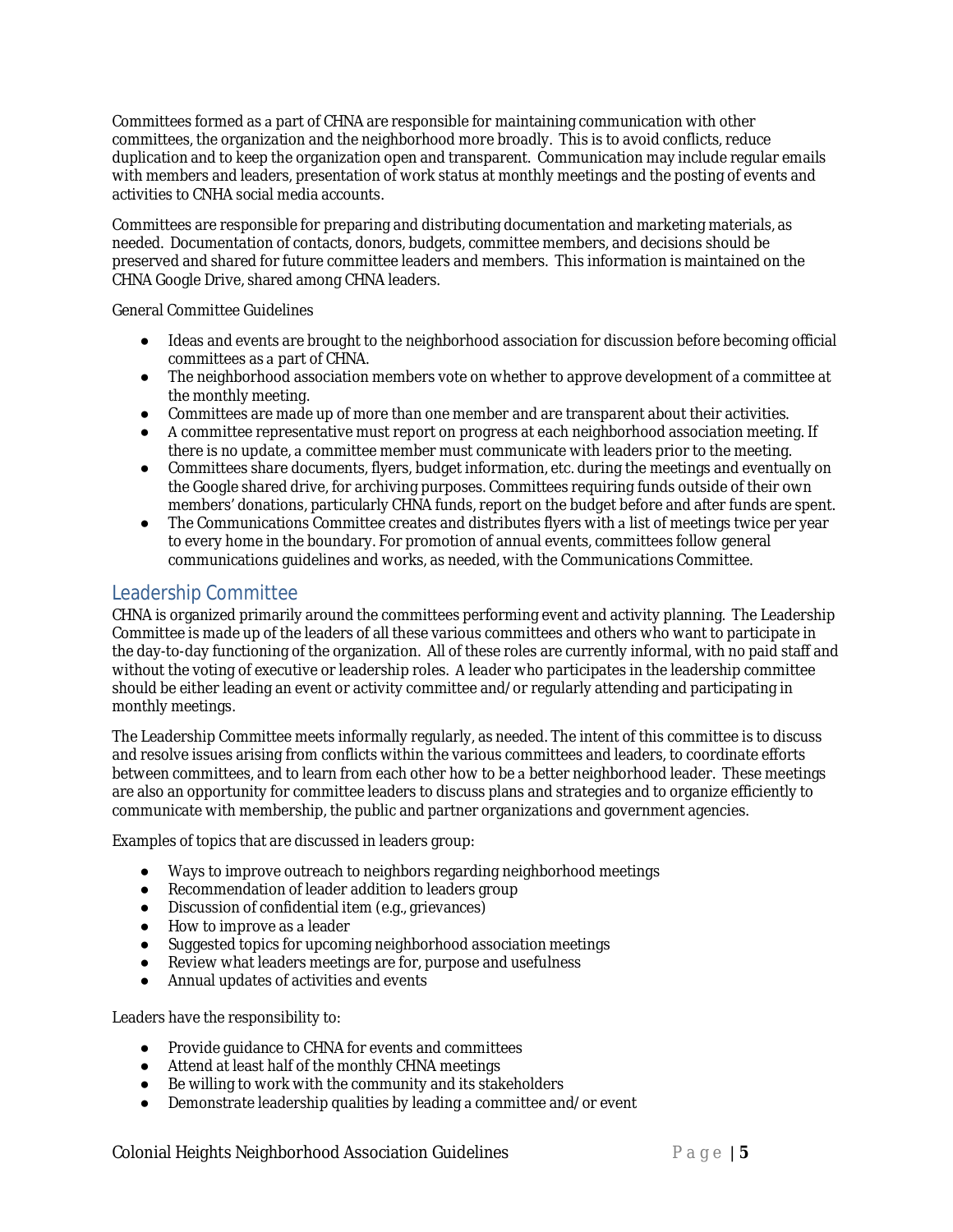Committees formed as a part of CHNA are responsible for maintaining communication with other committees, the organization and the neighborhood more broadly. This is to avoid conflicts, reduce duplication and to keep the organization open and transparent. Communication may include regular emails with members and leaders, presentation of work status at monthly meetings and the posting of events and activities to CNHA social media accounts.

Committees are responsible for preparing and distributing documentation and marketing materials, as needed. Documentation of contacts, donors, budgets, committee members, and decisions should be preserved and shared for future committee leaders and members. This information is maintained on the CHNA Google Drive, shared among CHNA leaders.

General Committee Guidelines

- Ideas and events are brought to the neighborhood association for discussion before becoming official committees as a part of CHNA.
- The neighborhood association members vote on whether to approve development of a committee at the monthly meeting.
- Committees are made up of more than one member and are transparent about their activities.
- A committee representative must report on progress at each neighborhood association meeting. If there is no update, a committee member must communicate with leaders prior to the meeting.
- Committees share documents, flyers, budget information, etc. during the meetings and eventually on the Google shared drive, for archiving purposes. Committees requiring funds outside of their own members' donations, particularly CHNA funds, report on the budget before and after funds are spent.
- The Communications Committee creates and distributes flyers with a list of meetings twice per year to every home in the boundary. For promotion of annual events, committees follow general communications guidelines and works, as needed, with the Communications Committee.

## Leadership Committee

CHNA is organized primarily around the committees performing event and activity planning. The Leadership Committee is made up of the leaders of all these various committees and others who want to participate in the day-to-day functioning of the organization. All of these roles are currently informal, with no paid staff and without the voting of executive or leadership roles. A leader who participates in the leadership committee should be either leading an event or activity committee and/or regularly attending and participating in monthly meetings.

The Leadership Committee meets informally regularly, as needed. The intent of this committee is to discuss and resolve issues arising from conflicts within the various committees and leaders, to coordinate efforts between committees, and to learn from each other how to be a better neighborhood leader. These meetings are also an opportunity for committee leaders to discuss plans and strategies and to organize efficiently to communicate with membership, the public and partner organizations and government agencies.

Examples of topics that are discussed in leaders group:

- Ways to improve outreach to neighbors regarding neighborhood meetings
- Recommendation of leader addition to leaders group
- Discussion of confidential item (e.g., grievances)
- How to improve as a leader
- Suggested topics for upcoming neighborhood association meetings
- Review what leaders meetings are for, purpose and usefulness
- Annual updates of activities and events

Leaders have the responsibility to:

- Provide guidance to CHNA for events and committees
- Attend at least half of the monthly CHNA meetings
- Be willing to work with the community and its stakeholders
- Demonstrate leadership qualities by leading a committee and/or event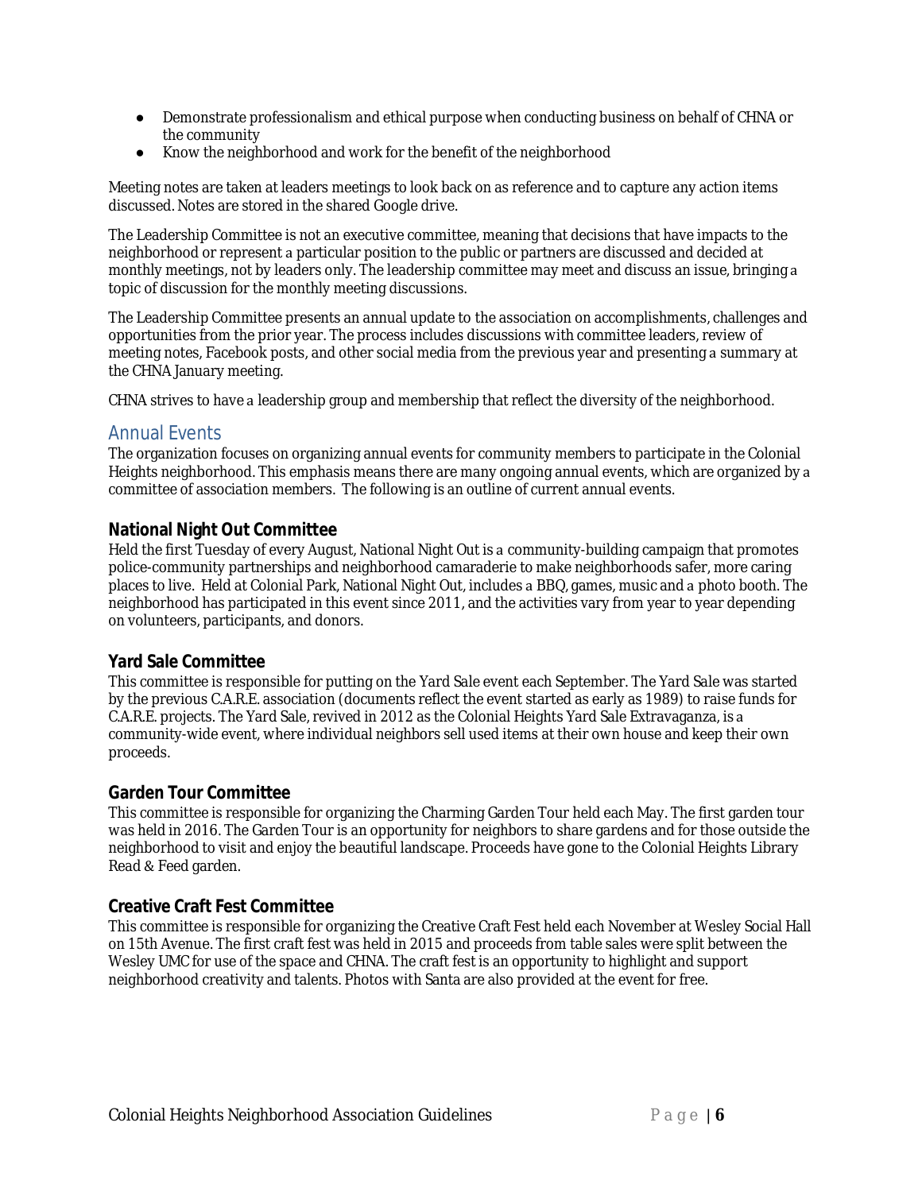- Demonstrate professionalism and ethical purpose when conducting business on behalf of CHNA or the community
- Know the neighborhood and work for the benefit of the neighborhood

Meeting notes are taken at leaders meetings to look back on as reference and to capture any action items discussed. Notes are stored in the shared Google drive.

The Leadership Committee is not an executive committee, meaning that decisions that have impacts to the neighborhood or represent a particular position to the public or partners are discussed and decided at monthly meetings, not by leaders only. The leadership committee may meet and discuss an issue, bringing a topic of discussion for the monthly meeting discussions.

The Leadership Committee presents an annual update to the association on accomplishments, challenges and opportunities from the prior year. The process includes discussions with committee leaders, review of meeting notes, Facebook posts, and other social media from the previous year and presenting a summary at the CHNA January meeting.

CHNA strives to have a leadership group and membership that reflect the diversity of the neighborhood.

## Annual Events

The organization focuses on organizing annual events for community members to participate in the Colonial Heights neighborhood. This emphasis means there are many ongoing annual events, which are organized by a committee of association members. The following is an outline of current annual events.

### National Night Out Committee

Held the first Tuesday of every August, National Night Out is a community-building campaign that promotes police-community partnerships and neighborhood camaraderie to make neighborhoods safer, more caring places to live. Held at Colonial Park, National Night Out, includes a BBQ, games, music and a photo booth. The neighborhood has participated in this event since 2011, and the activities vary from year to year depending on volunteers, participants, and donors.

### Yard Sale Committee

This committee is responsible for putting on the Yard Sale event each September. The Yard Sale was started by the previous C.A.R.E. association (documents reflect the event started as early as 1989) to raise funds for C.A.R.E. projects. The Yard Sale, revived in 2012 as the Colonial Heights Yard Sale Extravaganza, is a community-wide event, where individual neighbors sell used items at their own house and keep their own proceeds.

### Garden Tour Committee

This committee is responsible for organizing the Charming Garden Tour held each May. The first garden tour was held in 2016. The Garden Tour is an opportunity for neighbors to share gardens and for those outside the neighborhood to visit and enjoy the beautiful landscape. Proceeds have gone to the Colonial Heights Library Read & Feed garden.

### Creative Craft Fest Committee

This committee is responsible for organizing the Creative Craft Fest held each November at Wesley Social Hall on 15th Avenue. The first craft fest was held in 2015 and proceeds from table sales were split between the Wesley UMC for use of the space and CHNA. The craft fest is an opportunity to highlight and support neighborhood creativity and talents. Photos with Santa are also provided at the event for free.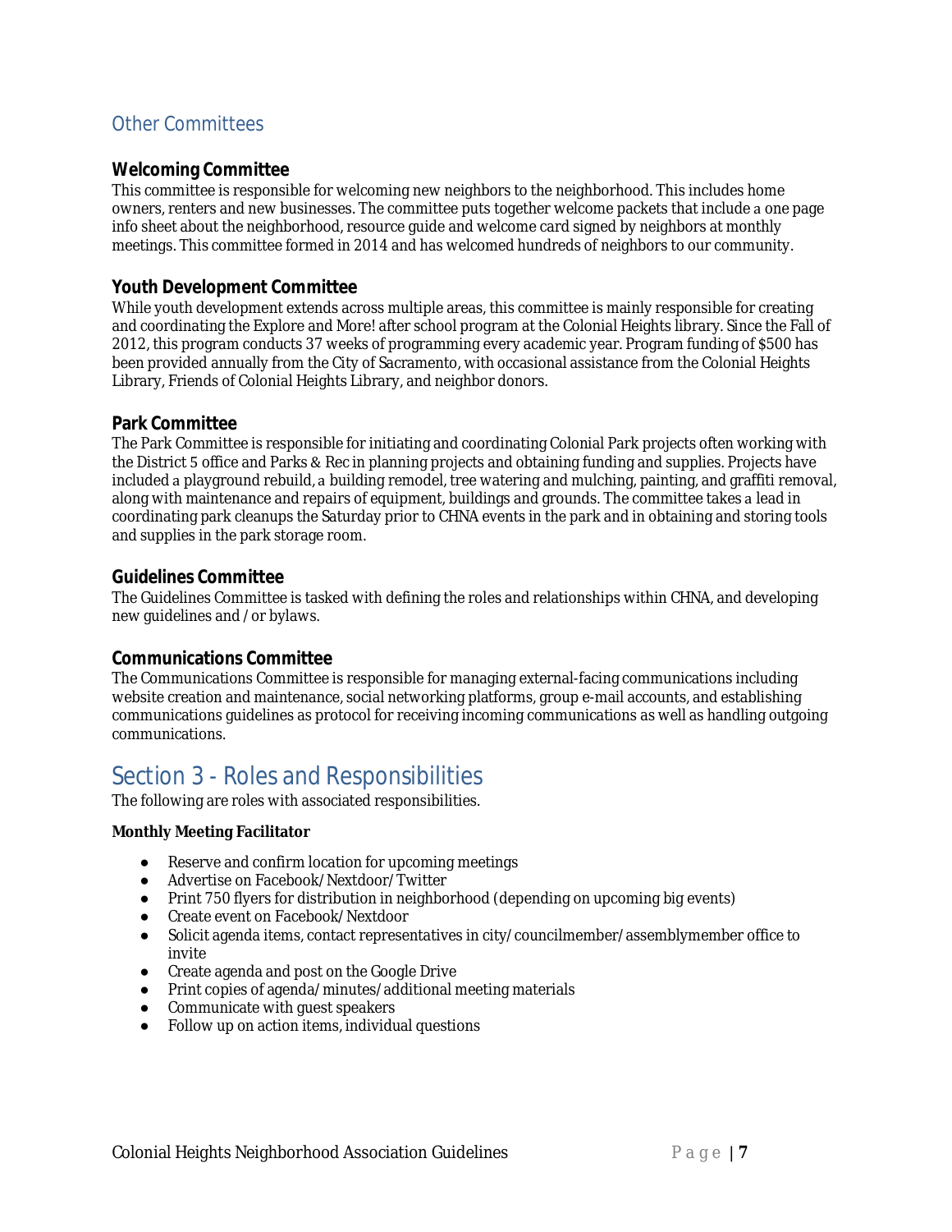## Other Committees

### Welcoming Committee

This committee is responsible for welcoming new neighbors to the neighborhood. This includes home owners, renters and new businesses. The committee puts together welcome packets that include a one page info sheet about the neighborhood, resource guide and welcome card signed by neighbors at monthly meetings. This committee formed in 2014 and has welcomed hundreds of neighbors to our community.

### Youth Development Committee

While youth development extends across multiple areas, this committee is mainly responsible for creating and coordinating the Explore and More! after school program at the Colonial Heights library. Since the Fall of 2012, this program conducts 37 weeks of programming every academic year. Program funding of $500 has been provided annually from the City of Sacramento, with occasional assistance from the Colonial Heights Library, Friends of Colonial Heights Library, and neighbor donors.

### Park Committee

The Park Committee is responsible for initiating and coordinating Colonial Park projects often working with the District 5 office and Parks & Rec in planning projects and obtaining funding and supplies. Projects have included a playground rebuild, a building remodel, tree watering and mulching, painting, and graffiti removal, along with maintenance and repairs of equipment, buildings and grounds. The committee takes a lead in coordinating park cleanups the Saturday prior to CHNA events in the park and in obtaining and storing tools and supplies in the park storage room.

### Guidelines Committee

The Guidelines Committee is tasked with defining the roles and relationships within CHNA, and developing new guidelines and / or bylaws.

### Communications Committee

The Communications Committee is responsible for managing external-facing communications including website creation and maintenance, social networking platforms, group e-mail accounts, and establishing communications guidelines as protocol for receiving incoming communications as well as handling outgoing communications.

# Section 3 - Roles and Responsibilities

The following are roles with associated responsibilities.

**Monthly Meeting Facilitator**

- Reserve and confirm location for upcoming meetings
- Advertise on Facebook/Nextdoor/Twitter
- Print 750 flyers for distribution in neighborhood (depending on upcoming big events)
- Create event on Facebook/Nextdoor
- Solicit agenda items, contact representatives in city/councilmember/assemblymember office to invite
- Create agenda and post on the Google Drive
- Print copies of agenda/minutes/additional meeting materials
- Communicate with guest speakers
- Follow up on action items, individual questions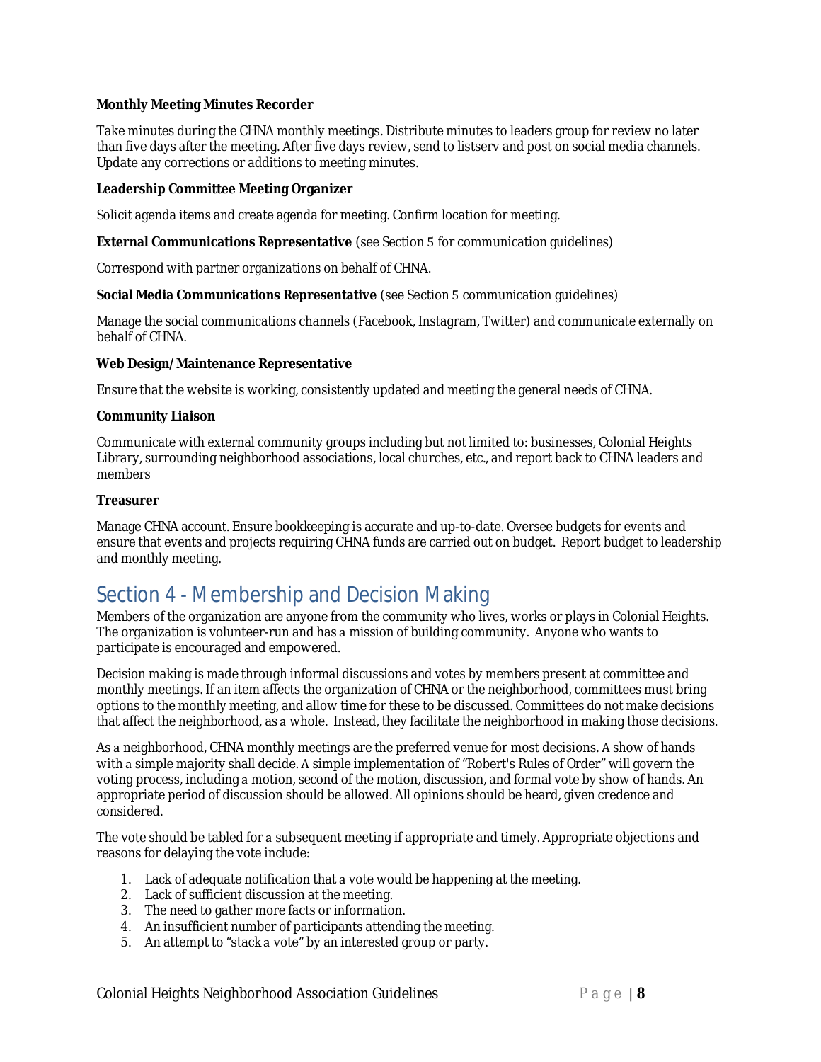**Monthly Meeting Minutes Recorder**

Take minutes during the CHNA monthly meetings. Distribute minutes to leaders group for review no later than five days after the meeting. After five days review, send to listserv and post on social media channels. Update any corrections or additions to meeting minutes.

**Leadership Committee Meeting Organizer**

Solicit agenda items and create agenda for meeting. Confirm location for meeting.

**External Communications Representative** (see Section 5 for communication guidelines)

Correspond with partner organizations on behalf of CHNA.

**Social Media Communications Representative** (see Section 5 communication guidelines)

Manage the social communications channels (Facebook, Instagram, Twitter) and communicate externally on behalf of CHNA.

**Web Design/Maintenance Representative**

Ensure that the website is working, consistently updated and meeting the general needs of CHNA.

**Community Liaison**

Communicate with external community groups including but not limited to: businesses, Colonial Heights Library, surrounding neighborhood associations, local churches, etc., and report back to CHNA leaders and members

**Treasurer**

Manage CHNA account. Ensure bookkeeping is accurate and up-to-date. Oversee budgets for events and ensure that events and projects requiring CHNA funds are carried out on budget. Report budget to leadership and monthly meeting.

## Section 4 - Membership and Decision Making

Members of the organization are anyone from the community who lives, works or plays in Colonial Heights. The organization is volunteer-run and has a mission of building community. Anyone who wants to participate is encouraged and empowered.

Decision making is made through informal discussions and votes by members present at committee and monthly meetings. If an item affects the organization of CHNA or the neighborhood, committees must bring options to the monthly meeting, and allow time for these to be discussed. Committees do not make decisions that affect the neighborhood, as a whole. Instead, they facilitate the neighborhood in making those decisions.

As a neighborhood, CHNA monthly meetings are the preferred venue for most decisions. A show of hands with a simple majority shall decide. A simple implementation of "Robert's Rules of Order" will govern the voting process, including a motion, second of the motion, discussion, and formal vote by show of hands. An appropriate period of discussion should be allowed. All opinions should be heard, given credence and considered.

The vote should be tabled for a subsequent meeting if appropriate and timely. Appropriate objections and reasons for delaying the vote include:

1. Lack of adequate notification that a vote would be happening at the meeting.
2. Lack of sufficient discussion at the meeting.
3. The need to gather more facts or information.
4. An insufficient number of participants attending the meeting.
5. An attempt to "stack a vote" by an interested group or party.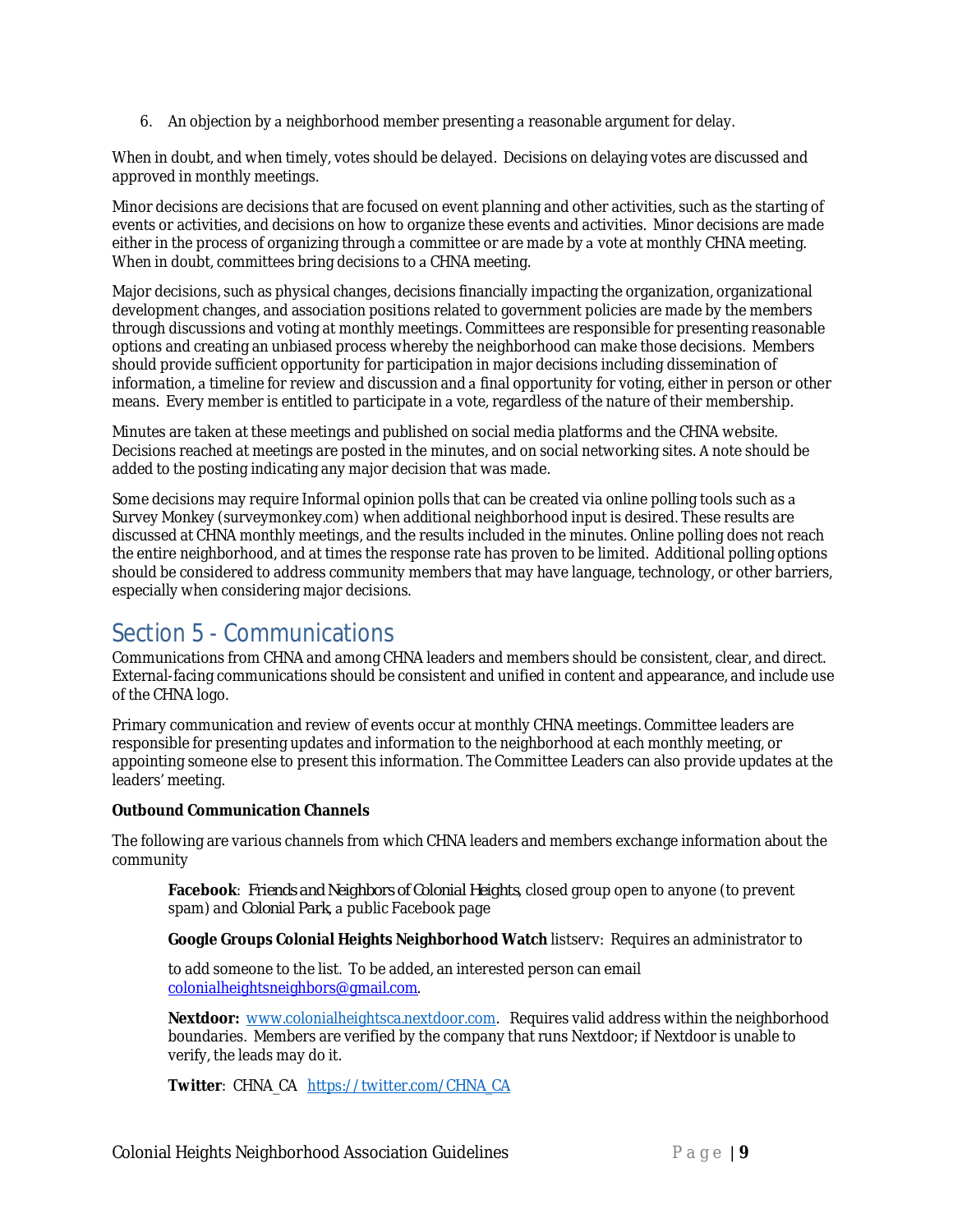6. An objection by a neighborhood member presenting a reasonable argument for delay.

When in doubt, and when timely, votes should be delayed. Decisions on delaying votes are discussed and approved in monthly meetings.

Minor decisions are decisions that are focused on event planning and other activities, such as the starting of events or activities, and decisions on how to organize these events and activities. Minor decisions are made either in the process of organizing through a committee or are made by a vote at monthly CHNA meeting. When in doubt, committees bring decisions to a CHNA meeting.

Major decisions, such as physical changes, decisions financially impacting the organization, organizational development changes, and association positions related to government policies are made by the members through discussions and voting at monthly meetings. Committees are responsible for presenting reasonable options and creating an unbiased process whereby the neighborhood can make those decisions. Members should provide sufficient opportunity for participation in major decisions including dissemination of information, a timeline for review and discussion and a final opportunity for voting, either in person or other means. Every member is entitled to participate in a vote, regardless of the nature of their membership.

Minutes are taken at these meetings and published on social media platforms and the CHNA website. Decisions reached at meetings are posted in the minutes, and on social networking sites. A note should be added to the posting indicating any major decision that was made.

Some decisions may require Informal opinion polls that can be created via online polling tools such as a Survey Monkey (surveymonkey.com) when additional neighborhood input is desired. These results are discussed at CHNA monthly meetings, and the results included in the minutes. Online polling does not reach the entire neighborhood, and at times the response rate has proven to be limited. Additional polling options should be considered to address community members that may have language, technology, or other barriers, especially when considering major decisions.

## Section 5 - Communications

Communications from CHNA and among CHNA leaders and members should be consistent, clear, and direct. External-facing communications should be consistent and unified in content and appearance, and include use of the CHNA logo.

Primary communication and review of events occur at monthly CHNA meetings. Committee leaders are responsible for presenting updates and information to the neighborhood at each monthly meeting, or appointing someone else to present this information. The Committee Leaders can also provide updates at the leaders' meeting.

**Outbound Communication Channels**

The following are various channels from which CHNA leaders and members exchange information about the community

**Facebook**: *Friends and Neighbors of Colonial Heights*, closed group open to anyone (to prevent spam) and *Colonial Park*, a public Facebook page

**Google Groups Colonial Heights Neighborhood Watch** listserv: Requires an administrator to

to add someone to the list. To be added, an interested person can email colonialheightsneighbors@gmail.com.

**Nextdoor:** www.colonialheightsca.nextdoor.com. Requires valid address within the neighborhood boundaries. Members are verified by the company that runs Nextdoor; if Nextdoor is unable to verify, the leads may do it.

**Twitter**: CHNA_CA https://twitter.com/CHNA_CA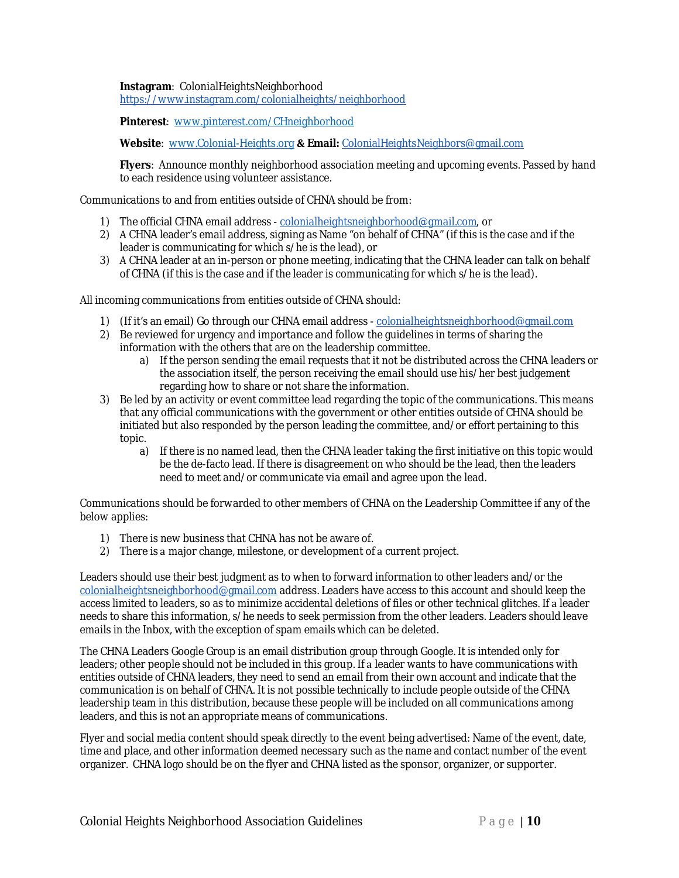**Instagram**: ColonialHeightsNeighborhood
https://www.instagram.com/colonialheights/neighborhood

**Pinterest**: www.pinterest.com/CHneighborhood

**Website**: www.Colonial-Heights.org **& Email:** ColonialHeightsNeighbors@gmail.com

**Flyers**: Announce monthly neighborhood association meeting and upcoming events. Passed by hand to each residence using volunteer assistance.

Communications to and from entities outside of CHNA should be from:

1) The official CHNA email address - colonialheightsneighborhood@gmail.com, or
2) A CHNA leader's email address, signing as Name "on behalf of CHNA" (if this is the case and if the leader is communicating for which s/he is the lead), or
3) A CHNA leader at an in-person or phone meeting, indicating that the CHNA leader can talk on behalf of CHNA (if this is the case and if the leader is communicating for which s/he is the lead).

All incoming communications from entities outside of CHNA should:

1) (If it's an email) Go through our CHNA email address - colonialheightsneighborhood@gmail.com
2) Be reviewed for urgency and importance and follow the guidelines in terms of sharing the information with the others that are on the leadership committee.
   a) If the person sending the email requests that it not be distributed across the CHNA leaders or the association itself, the person receiving the email should use his/her best judgement regarding how to share or not share the information.
3) Be led by an activity or event committee lead regarding the topic of the communications. This means that any official communications with the government or other entities outside of CHNA should be initiated but also responded by the person leading the committee, and/or effort pertaining to this topic.
   a) If there is no named lead, then the CHNA leader taking the first initiative on this topic would be the de-facto lead. If there is disagreement on who should be the lead, then the leaders need to meet and/or communicate via email and agree upon the lead.

Communications should be forwarded to other members of CHNA on the Leadership Committee if any of the below applies:

1) There is new business that CHNA has not be aware of.
2) There is a major change, milestone, or development of a current project.

Leaders should use their best judgment as to when to forward information to other leaders and/or the colonialheightsneighborhood@gmail.com address. Leaders have access to this account and should keep the access limited to leaders, so as to minimize accidental deletions of files or other technical glitches. If a leader needs to share this information, s/he needs to seek permission from the other leaders. Leaders should leave emails in the Inbox, with the exception of spam emails which can be deleted.

The CHNA Leaders Google Group is an email distribution group through Google. It is intended only for leaders; other people should not be included in this group. If a leader wants to have communications with entities outside of CHNA leaders, they need to send an email from their own account and indicate that the communication is on behalf of CHNA. It is not possible technically to include people outside of the CHNA leadership team in this distribution, because these people will be included on all communications among leaders, and this is not an appropriate means of communications.

Flyer and social media content should speak directly to the event being advertised: Name of the event, date, time and place, and other information deemed necessary such as the name and contact number of the event organizer. CHNA logo should be on the flyer and CHNA listed as the sponsor, organizer, or supporter.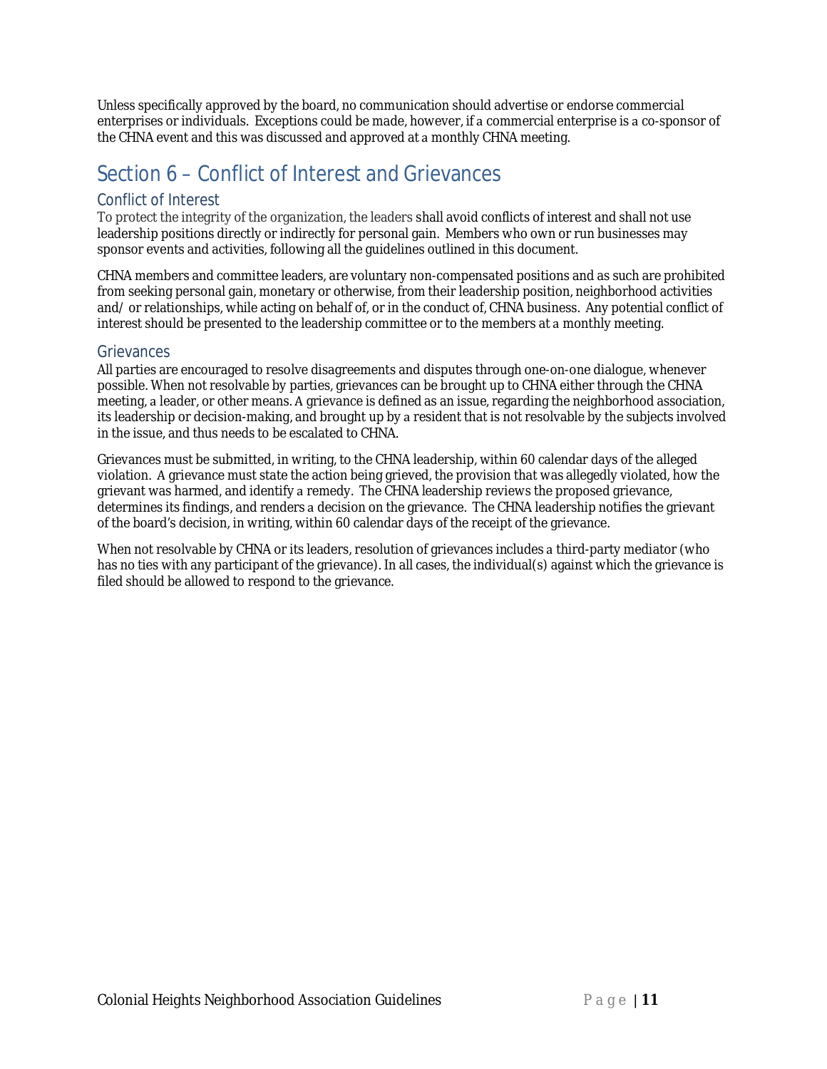Unless specifically approved by the board, no communication should advertise or endorse commercial enterprises or individuals. Exceptions could be made, however, if a commercial enterprise is a co-sponsor of the CHNA event and this was discussed and approved at a monthly CHNA meeting.

## Section 6 – Conflict of Interest and Grievances

### Conflict of Interest

To protect the integrity of the organization, the leaders shall avoid conflicts of interest and shall not use leadership positions directly or indirectly for personal gain. Members who own or run businesses may sponsor events and activities, following all the guidelines outlined in this document.

CHNA members and committee leaders, are voluntary non-compensated positions and as such are prohibited from seeking personal gain, monetary or otherwise, from their leadership position, neighborhood activities and/ or relationships, while acting on behalf of, or in the conduct of, CHNA business. Any potential conflict of interest should be presented to the leadership committee or to the members at a monthly meeting.

### Grievances

All parties are encouraged to resolve disagreements and disputes through one-on-one dialogue, whenever possible. When not resolvable by parties, grievances can be brought up to CHNA either through the CHNA meeting, a leader, or other means. A grievance is defined as an issue, regarding the neighborhood association, its leadership or decision-making, and brought up by a resident that is not resolvable by the subjects involved in the issue, and thus needs to be escalated to CHNA.

Grievances must be submitted, in writing, to the CHNA leadership, within 60 calendar days of the alleged violation. A grievance must state the action being grieved, the provision that was allegedly violated, how the grievant was harmed, and identify a remedy. The CHNA leadership reviews the proposed grievance, determines its findings, and renders a decision on the grievance. The CHNA leadership notifies the grievant of the board's decision, in writing, within 60 calendar days of the receipt of the grievance.

When not resolvable by CHNA or its leaders, resolution of grievances includes a third-party mediator (who has no ties with any participant of the grievance). In all cases, the individual(s) against which the grievance is filed should be allowed to respond to the grievance.